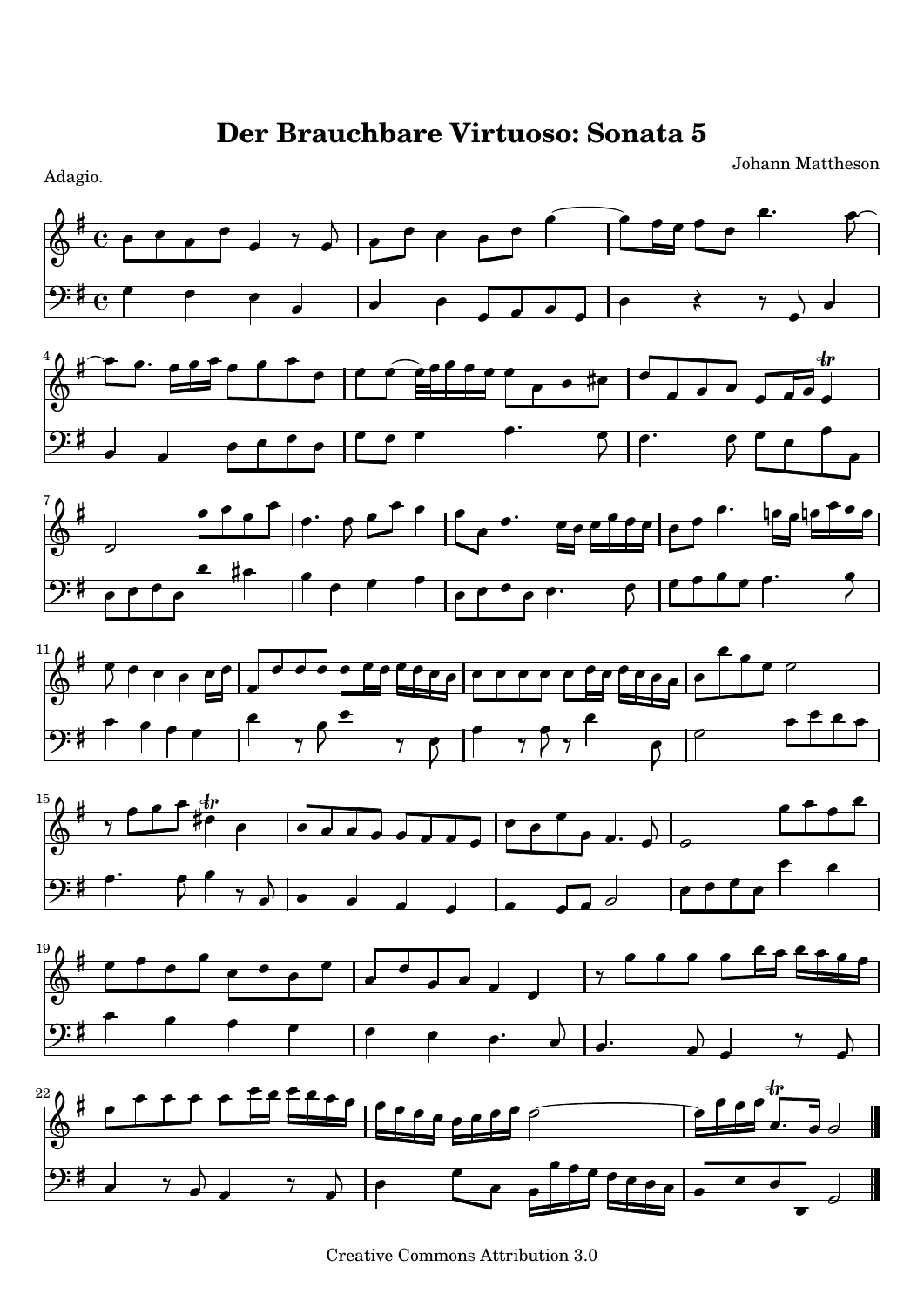# Der Brauchbare Virtuoso: Sonata 5

Johann Mattheson

Adagio.

Creative Commons Attribution 3.0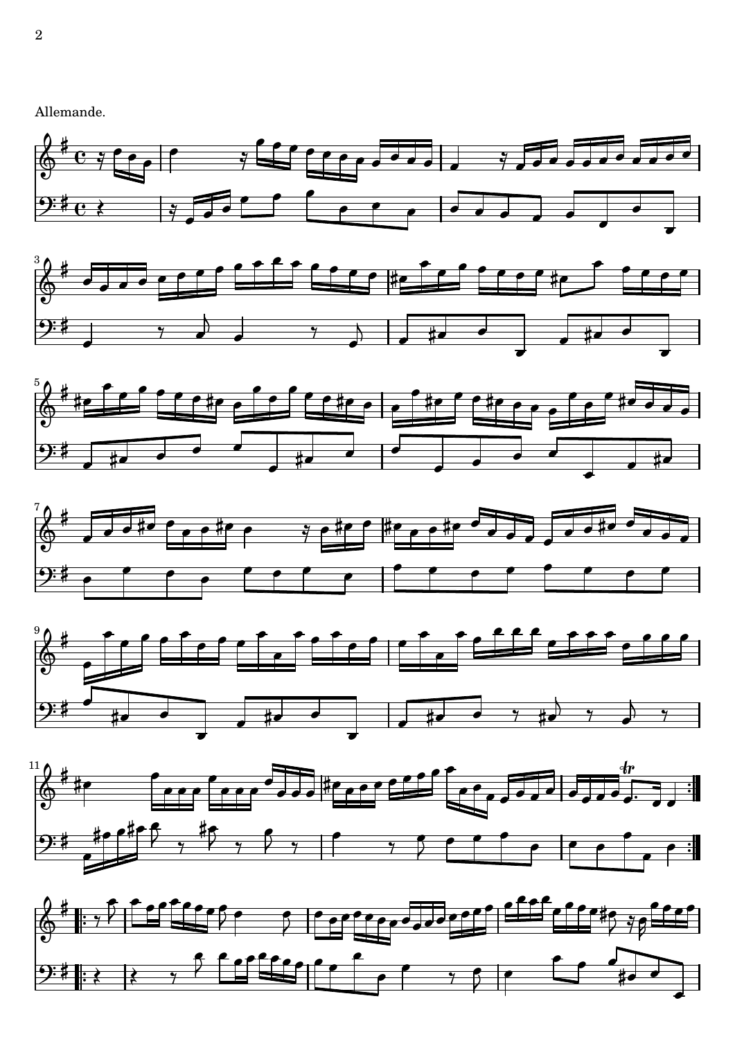Allemande.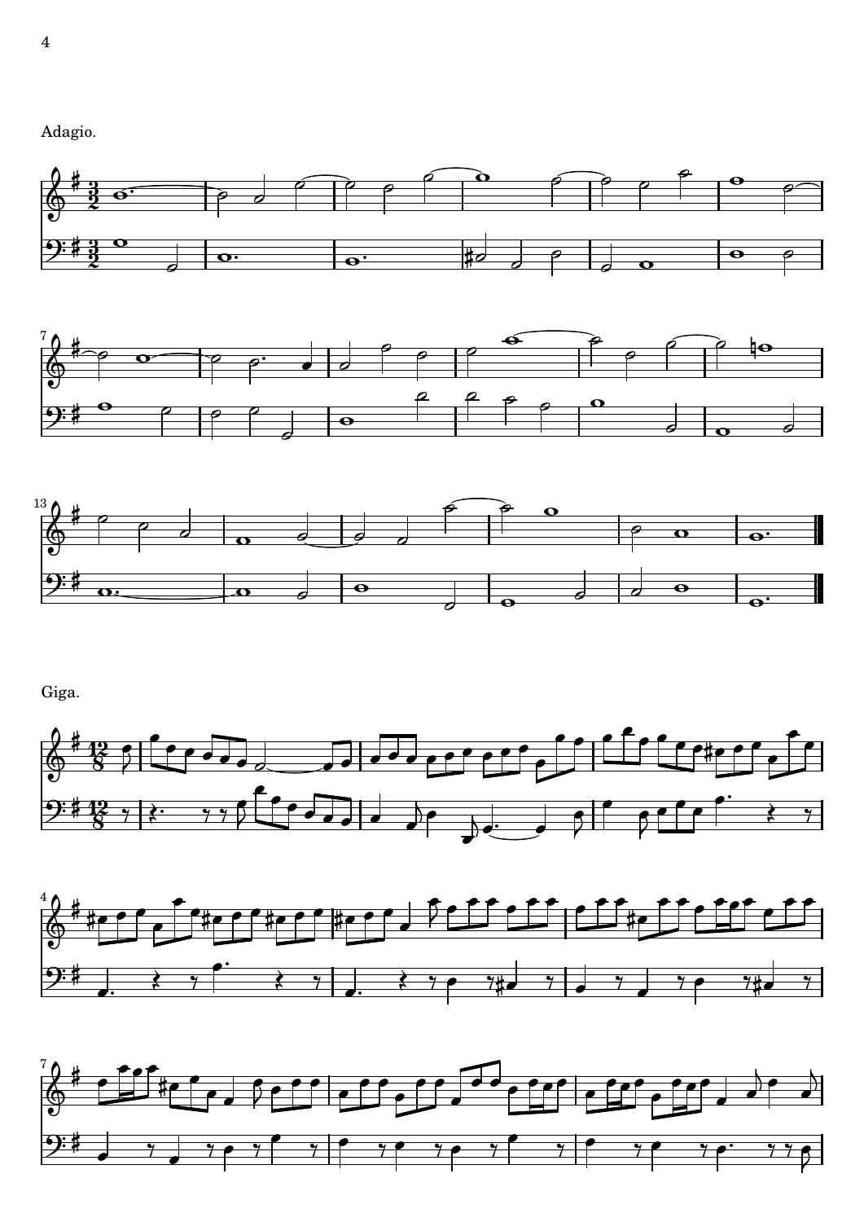Adagio.

Giga.